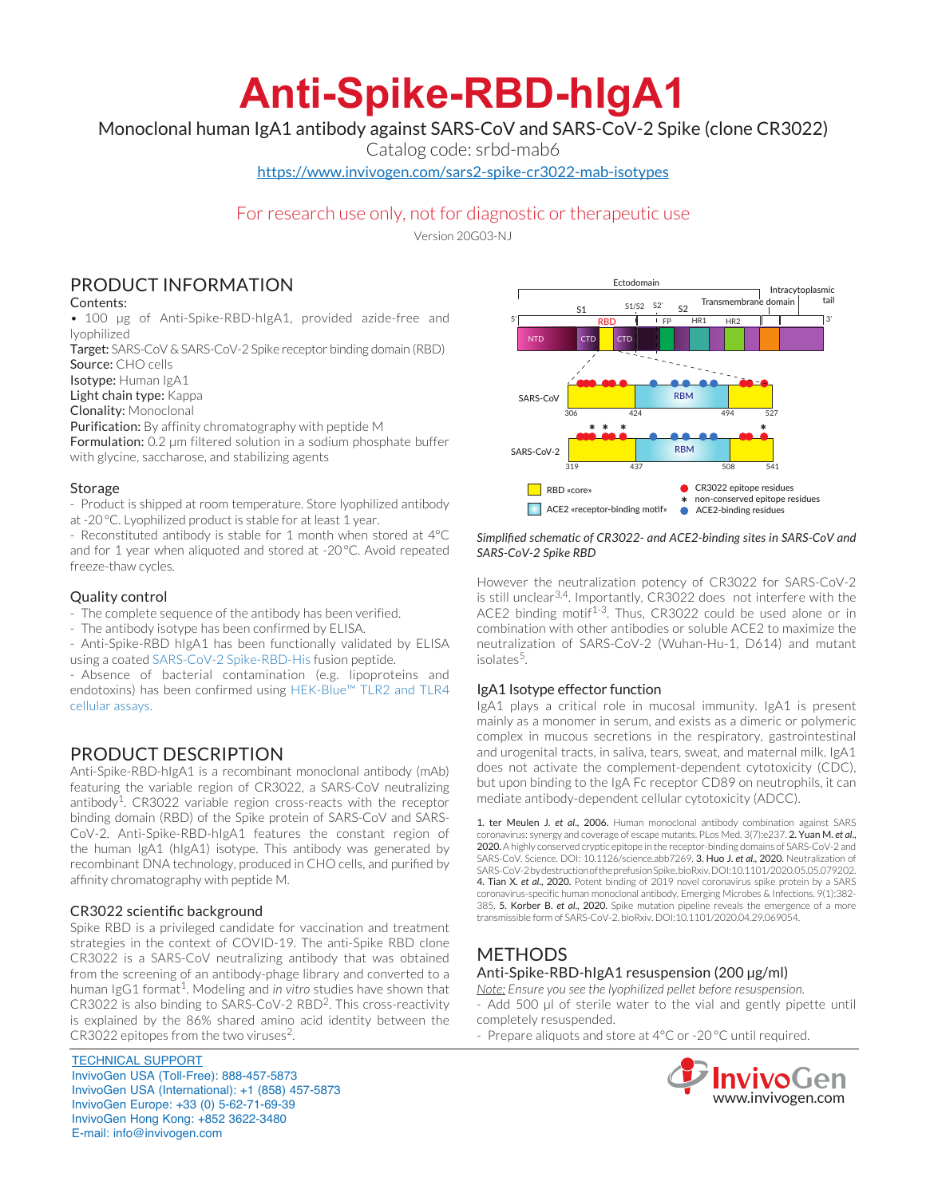# Anti-Spike-RBD-hIgA1

Monoclonal human IgA1 antibody against SARS-CoV and SARS-CoV-2 Spike (clone CR3022)

Catalog code: srbd-mab6

https://www.invivogen.com/sars2-spike-cr3022-mab-isotypes

For research use only, not for diagnostic or therapeutic use

Version 20G03-NJ

## PRODUCT INFORMATION

Contents:

- 100 µg of Anti-Spike-RBD-hIgA1, provided azide-free and lyophilized

**Target:** SARS-CoV & SARS-CoV-2 Spike receptor binding domain (RBD)
**Source:** CHO cells
**Isotype:** Human IgA1
**Light chain type:** Kappa
**Clonality:** Monoclonal
**Purification:** By affinity chromatography with peptide M
**Formulation:** 0.2 µm filtered solution in a sodium phosphate buffer with glycine, saccharose, and stabilizing agents

### Storage

- Product is shipped at room temperature. Store lyophilized antibody at -20 °C. Lyophilized product is stable for at least 1 year.
- Reconstituted antibody is stable for 1 month when stored at 4 °C and for 1 year when aliquoted and stored at -20 °C. Avoid repeated freeze-thaw cycles.

### Quality control

- The complete sequence of the antibody has been verified.
- The antibody isotype has been confirmed by ELISA.
- Anti-Spike-RBD hIgA1 has been functionally validated by ELISA using a coated SARS-CoV-2 Spike-RBD-His fusion peptide.
- Absence of bacterial contamination (e.g. lipoproteins and endotoxins) has been confirmed using HEK-Blue™ TLR2 and TLR4 cellular assays.

## PRODUCT DESCRIPTION

Anti-Spike-RBD-hIgA1 is a recombinant monoclonal antibody (mAb) featuring the variable region of CR3022, a SARS-CoV neutralizing antibody[1]. CR3022 variable region cross-reacts with the receptor binding domain (RBD) of the Spike protein of SARS-CoV and SARS-CoV-2. Anti-Spike-RBD-hIgA1 features the constant region of the human IgA1 (hIgA1) isotype. This antibody was generated by recombinant DNA technology, produced in CHO cells, and purified by affinity chromatography with peptide M.

### CR3022 scientific background

Spike RBD is a privileged candidate for vaccination and treatment strategies in the context of COVID-19. The anti-Spike RBD clone CR3022 is a SARS-CoV neutralizing antibody that was obtained from the screening of an antibody-phage library and converted to a human IgG1 format[1]. Modeling and *in vitro* studies have shown that CR3022 is also binding to SARS-CoV-2 RBD[2]. This cross-reactivity is explained by the 86% shared amino acid identity between the CR3022 epitopes from the two viruses[2].

Ectodomain | Intracytoplasmic tail | S1 | S1/S2 | S2' | S2 | Transmembrane domain | 5' | RBD | FP | HR1 | HR2 | 3' | NTD | CTD | CTD

SARS-CoV: 306 | 424 | RBM | 494 | 527

SARS-CoV-2: 319 | 437 | RBM | 508 | 541

RBD «core» | ACE2 «receptor-binding motif» | CR3022 epitope residues | * non-conserved epitope residues | ACE2-binding residues

*Simplified schematic of CR3022- and ACE2-binding sites in SARS-CoV and SARS-CoV-2 Spike RBD*

However the neutralization potency of CR3022 for SARS-CoV-2 is still unclear[3,4]. Importantly, CR3022 does not interfere with the ACE2 binding motif[1-3]. Thus, CR3022 could be used alone or in combination with other antibodies or soluble ACE2 to maximize the neutralization of SARS-CoV-2 (Wuhan-Hu-1, D614) and mutant isolates[5].

### IgA1 Isotype effector function

IgA1 plays a critical role in mucosal immunity. IgA1 is present mainly as a monomer in serum, and exists as a dimeric or polymeric complex in mucous secretions in the respiratory, gastrointestinal and urogenital tracts, in saliva, tears, sweat, and maternal milk. IgA1 does not activate the complement-dependent cytotoxicity (CDC), but upon binding to the IgA Fc receptor CD89 on neutrophils, it can mediate antibody-dependent cellular cytotoxicity (ADCC).

1. **ter Meulen J. *et al.*, 2006.** Human monoclonal antibody combination against SARS coronavirus: synergy and coverage of escape mutants. PLos Med. 3(7):e237. 2. **Yuan M. *et al.*, 2020.** A highly conserved cryptic epitope in the receptor-binding domains of SARS-CoV-2 and SARS-CoV. Science. DOI: 10.1126/science.abb7269. 3. **Huo J. *et al.*, 2020.** Neutralization of SARS-CoV-2 by destruction of the prefusion Spike. bioRxiv. DOI:10.1101/2020.05.05.079202. 4. **Tian X. *et al.*, 2020.** Potent binding of 2019 novel coronavirus spike protein by a SARS coronavirus-specific human monoclonal antibody. Emerging Microbes & Infections. 9(1):382-385. 5. **Korber B. *et al.*, 2020.** Spike mutation pipeline reveals the emergence of a more transmissible form of SARS-CoV-2. bioRxiv. DOI:10.1101/2020.04.29.069054.

## METHODS

### Anti-Spike-RBD-hIgA1 resuspension (200 µg/ml)

*Note: Ensure you see the lyophilized pellet before resuspension.*

- Add 500 µl of sterile water to the vial and gently pipette until completely resuspended.
- Prepare aliquots and store at 4°C or -20 °C until required.

TECHNICAL SUPPORT
InvivoGen USA (Toll-Free): 888-457-5873
InvivoGen USA (International): +1 (858) 457-5873
InvivoGen Europe: +33 (0) 5-62-71-69-39
InvivoGen Hong Kong: +852 3622-3480
E-mail: info@invivogen.com

InvivoGen
www.invivogen.com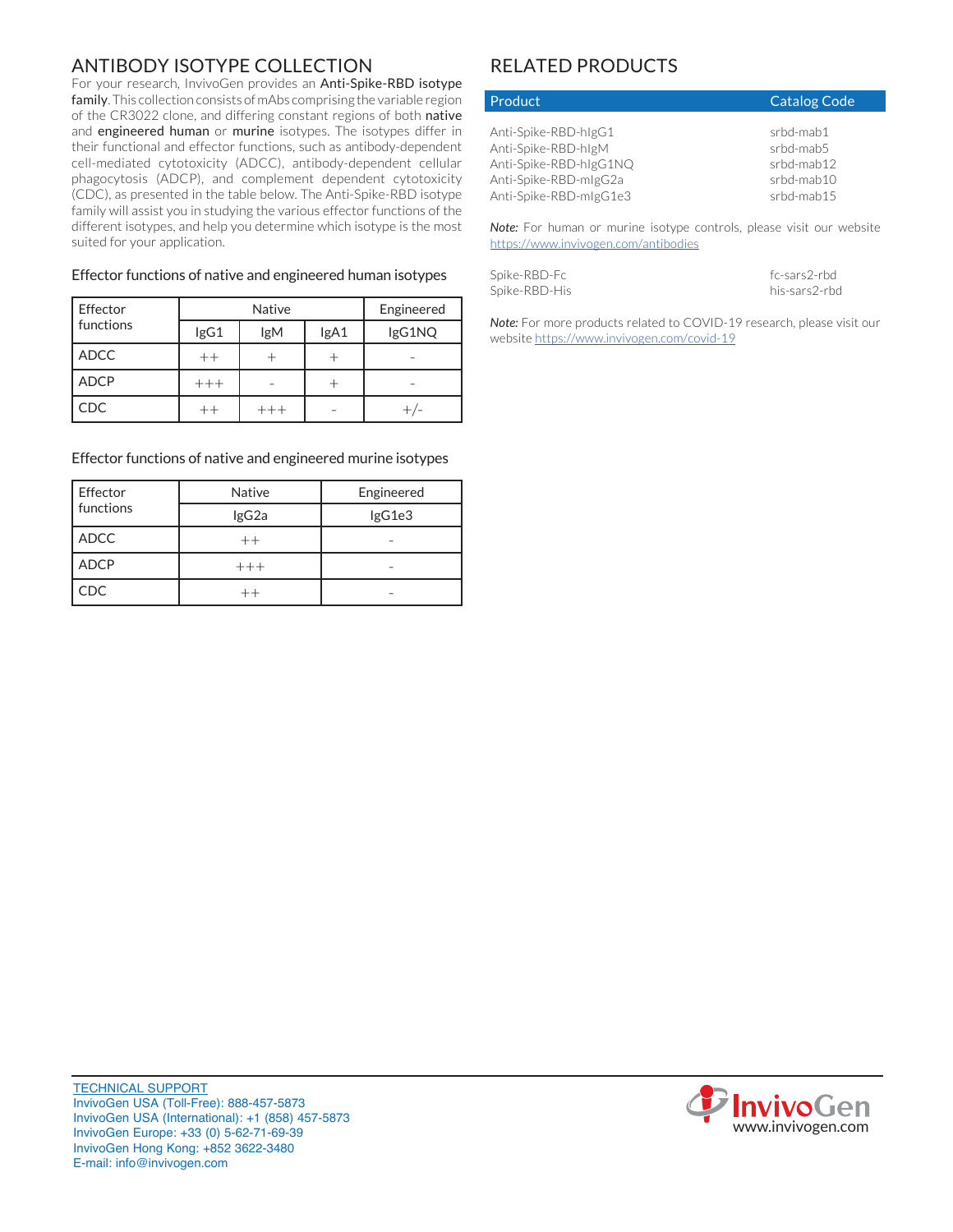## ANTIBODY ISOTYPE COLLECTION

For your research, InvivoGen provides an **Anti-Spike-RBD isotype family**. This collection consists of mAbs comprising the variable region of the CR3022 clone, and differing constant regions of both **native** and **engineered human** or **murine** isotypes. The isotypes differ in their functional and effector functions, such as antibody-dependent cell-mediated cytotoxicity (ADCC), antibody-dependent cellular phagocytosis (ADCP), and complement dependent cytotoxicity (CDC), as presented in the table below. The Anti-Spike-RBD isotype family will assist you in studying the various effector functions of the different isotypes, and help you determine which isotype is the most suited for your application.

### Effector functions of native and engineered human isotypes

| Effector functions | Native | | | Engineered |
|---|---|---|---|---|
| | IgG1 | IgM | IgA1 | IgG1NQ |
| ADCC | ++ | + | + | - |
| ADCP | +++ | - | + | - |
| CDC | ++ | +++ | - | +/- |

### Effector functions of native and engineered murine isotypes

| Effector functions | Native | Engineered |
|---|---|---|
| | IgG2a | IgG1e3 |
| ADCC | ++ | - |
| ADCP | +++ | - |
| CDC | ++ | - |

## RELATED PRODUCTS

| Product | Catalog Code |
|---|---|
| Anti-Spike-RBD-hIgG1 | srbd-mab1 |
| Anti-Spike-RBD-hIgM | srbd-mab5 |
| Anti-Spike-RBD-hIgG1NQ | srbd-mab12 |
| Anti-Spike-RBD-mIgG2a | srbd-mab10 |
| Anti-Spike-RBD-mIgG1e3 | srbd-mab15 |

***Note:*** For human or murine isotype controls, please visit our website https://www.invivogen.com/antibodies

| Product | Catalog Code |
|---|---|
| Spike-RBD-Fc | fc-sars2-rbd |
| Spike-RBD-His | his-sars2-rbd |

***Note:*** For more products related to COVID-19 research, please visit our website https://www.invivogen.com/covid-19

TECHNICAL SUPPORT
InvivoGen USA (Toll-Free): 888-457-5873
InvivoGen USA (International): +1 (858) 457-5873
InvivoGen Europe: +33 (0) 5-62-71-69-39
InvivoGen Hong Kong: +852 3622-3480
E-mail: info@invivogen.com

InvivoGen
www.invivogen.com